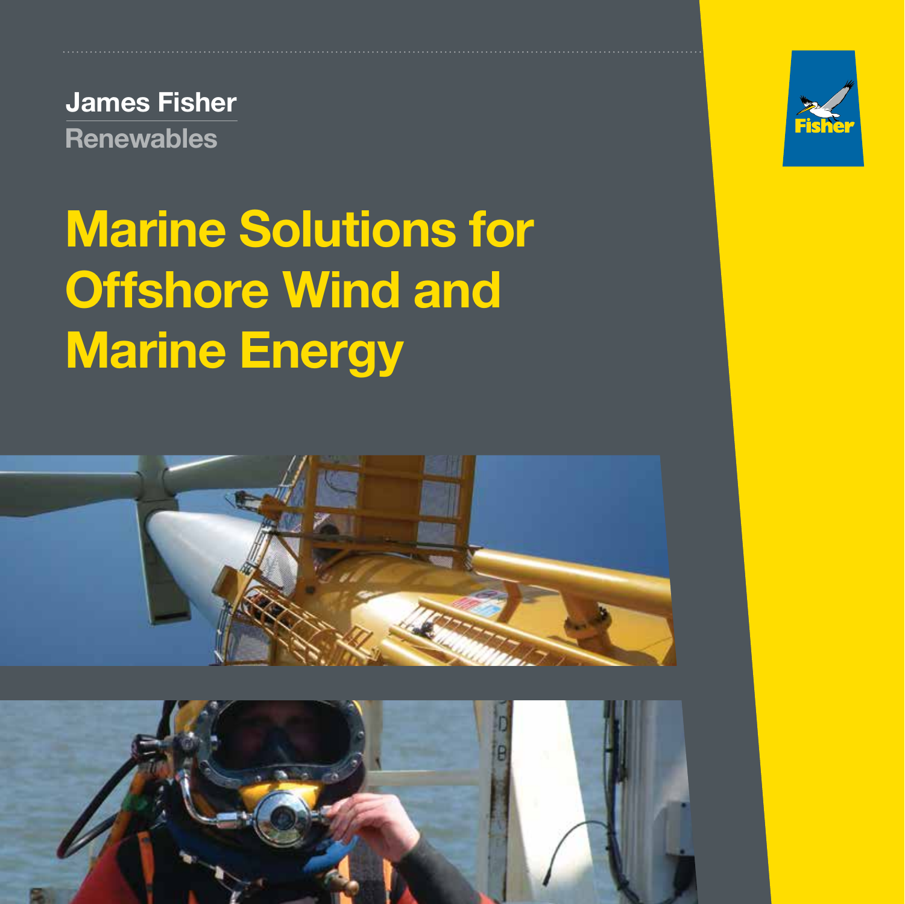James Fisher

Renewables

# Marine Solutions for Offshore Wind and Marine Energy

Fisher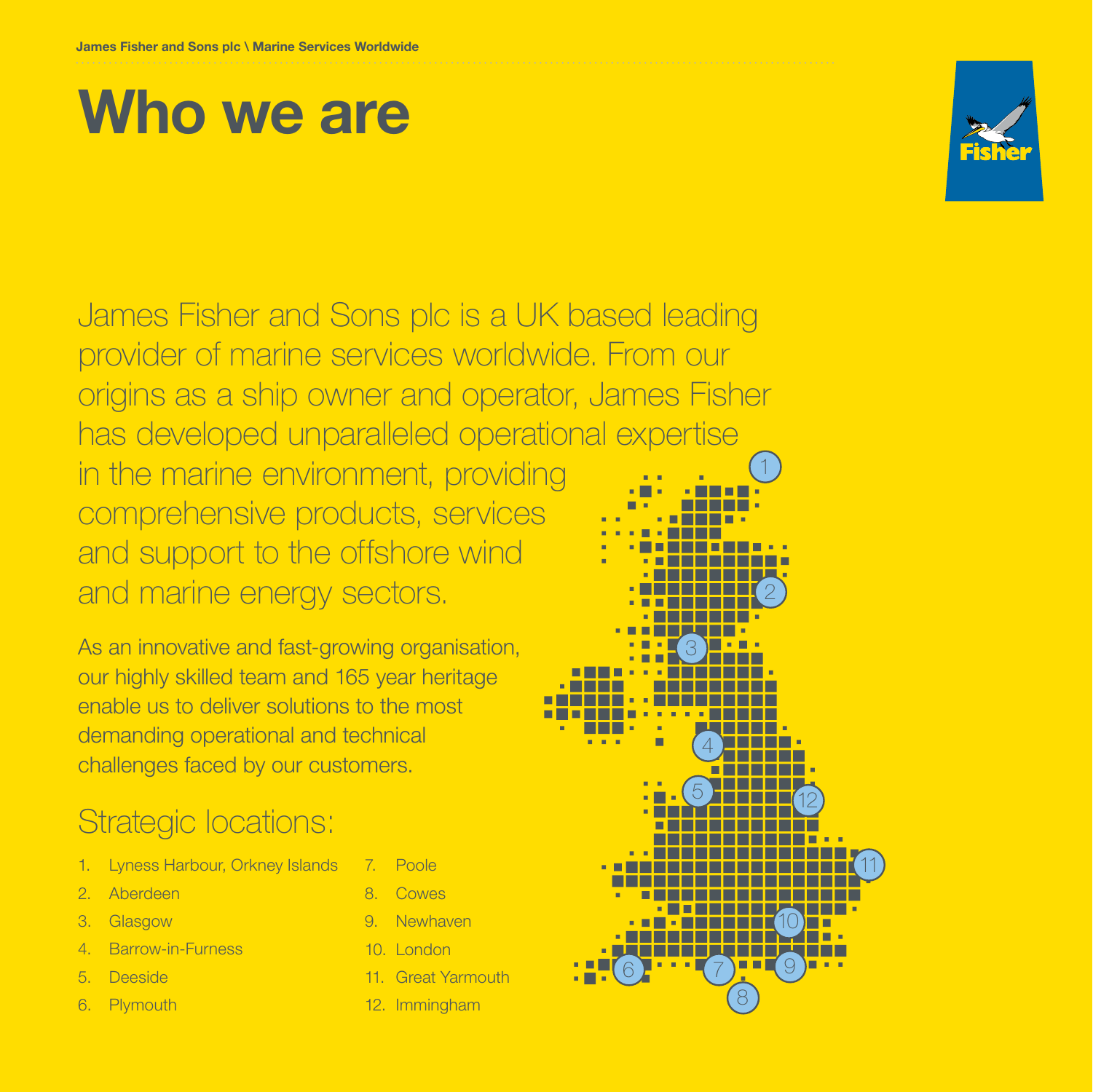# Who we are

James Fisher and Sons plc is a UK based leading provider of marine services worldwide. From our origins as a ship owner and operator, James Fisher has developed unparalleled operational expertise in the marine environment, providing comprehensive products, services and support to the offshore wind and marine energy sectors.

As an innovative and fast-growing organisation, our highly skilled team and 165 year heritage enable us to deliver solutions to the most demanding operational and technical challenges faced by our customers.

## Strategic locations:

1. Lyness Harbour, Orkney Islands
2. Aberdeen
3. Glasgow
4. Barrow-in-Furness
5. Deeside
6. Plymouth
7. Poole
8. Cowes
9. Newhaven
10. London
11. Great Yarmouth
12. Immingham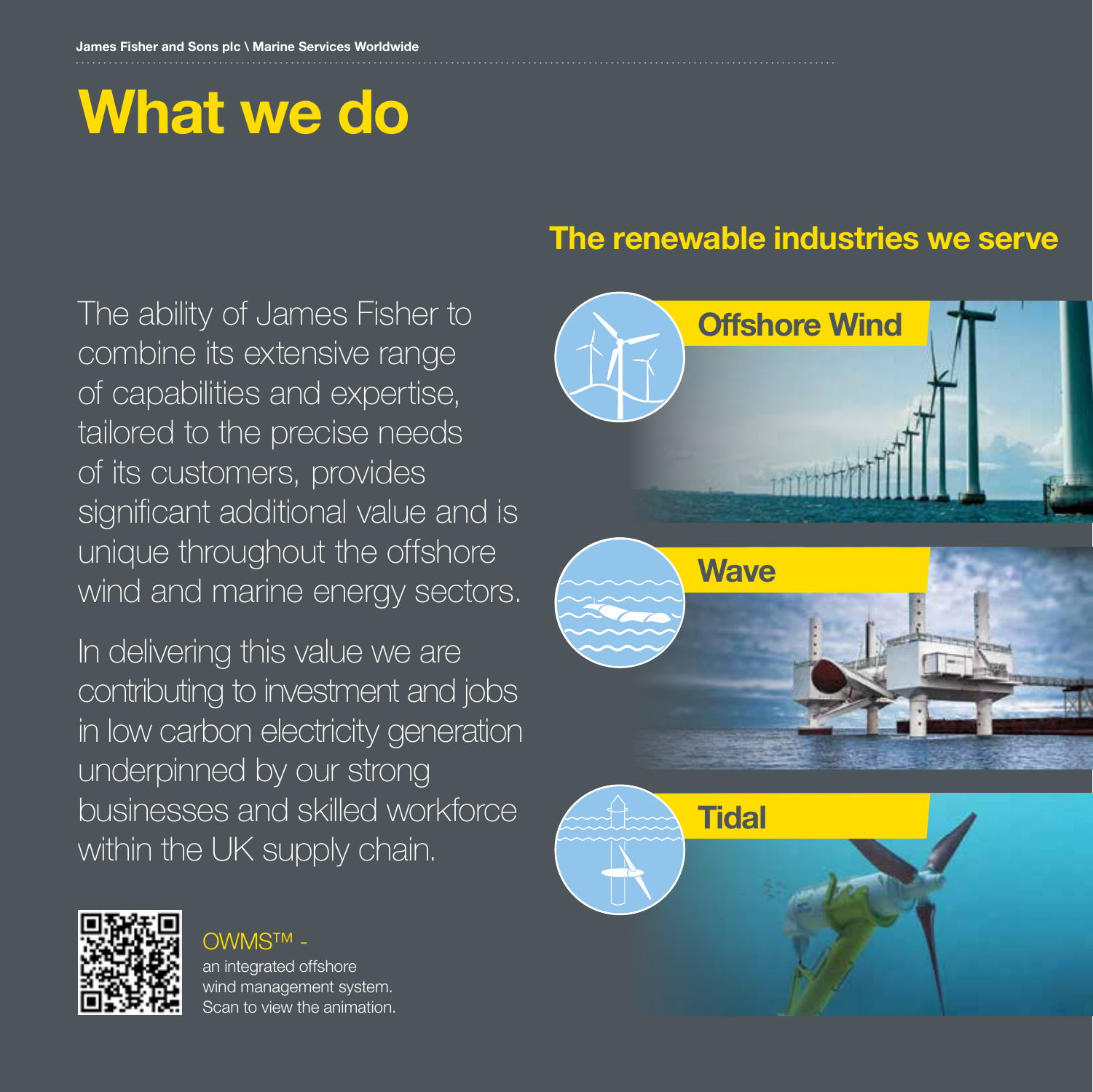# What we do

The ability of James Fisher to combine its extensive range of capabilities and expertise, tailored to the precise needs of its customers, provides significant additional value and is unique throughout the offshore wind and marine energy sectors.

In delivering this value we are contributing to investment and jobs in low carbon electricity generation underpinned by our strong businesses and skilled workforce within the UK supply chain.

OWMS™ - an integrated offshore wind management system. Scan to view the animation.

## The renewable industries we serve

### Offshore Wind

### Wave

### Tidal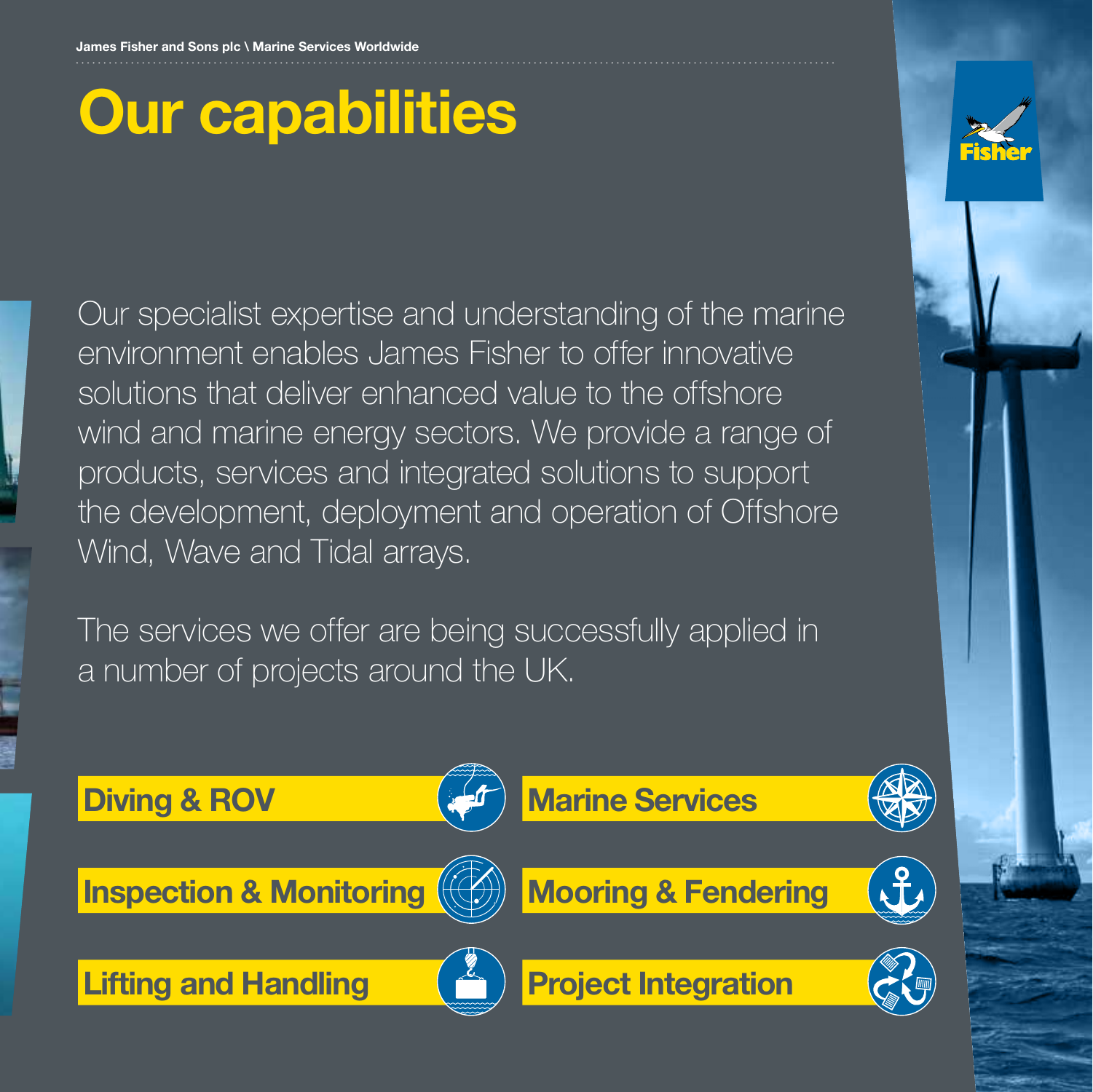# Our capabilities

Our specialist expertise and understanding of the marine environment enables James Fisher to offer innovative solutions that deliver enhanced value to the offshore wind and marine energy sectors. We provide a range of products, services and integrated solutions to support the development, deployment and operation of Offshore Wind, Wave and Tidal arrays.

The services we offer are being successfully applied in a number of projects around the UK.

- **Diving & ROV**
- **Inspection & Monitoring**
- **Lifting and Handling**
- **Marine Services**
- **Mooring & Fendering**
- **Project Integration**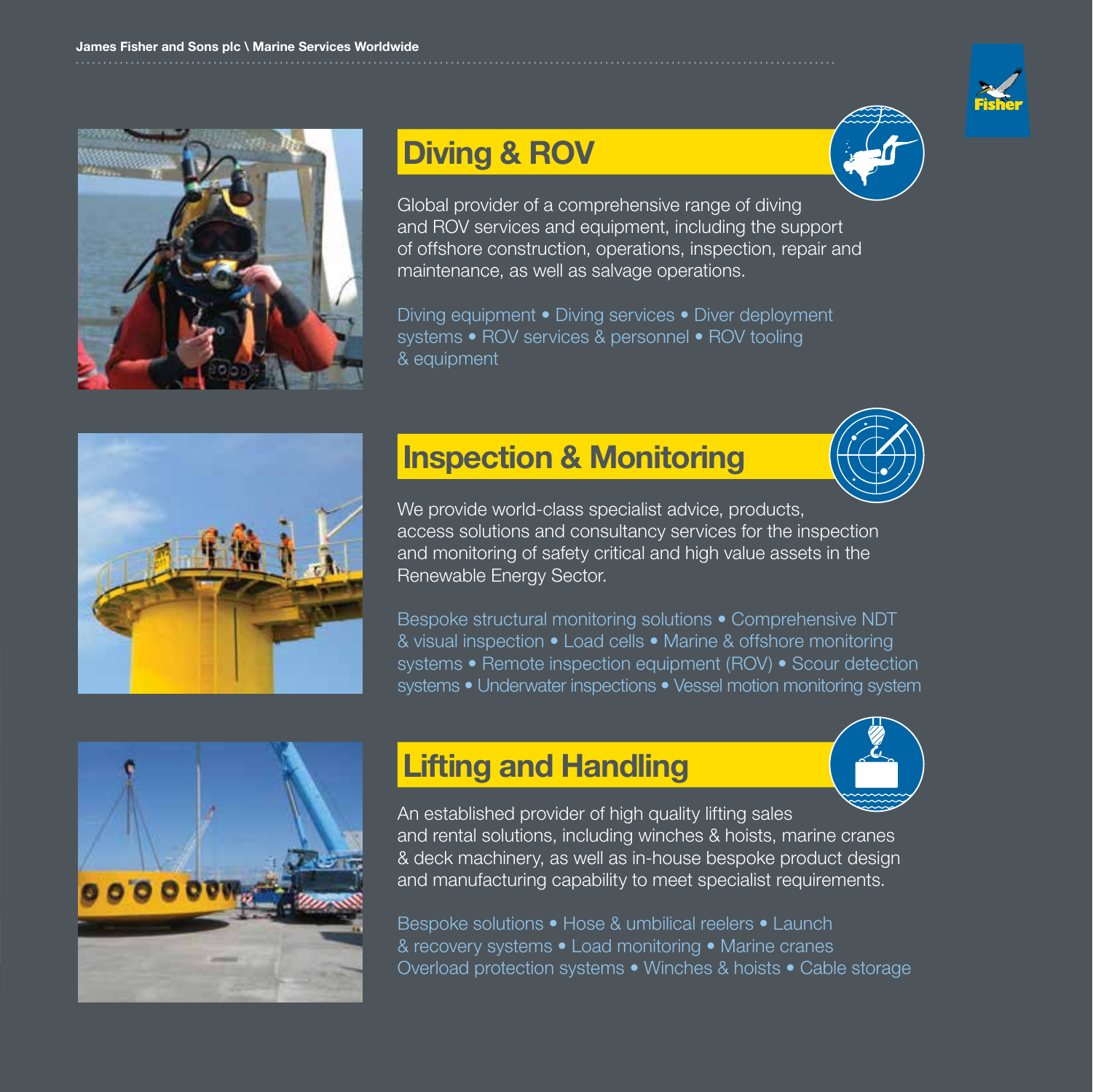## Diving & ROV

Global provider of a comprehensive range of diving and ROV services and equipment, including the support of offshore construction, operations, inspection, repair and maintenance, as well as salvage operations.

Diving equipment • Diving services • Diver deployment systems • ROV services & personnel • ROV tooling & equipment

## Inspection & Monitoring

We provide world-class specialist advice, products, access solutions and consultancy services for the inspection and monitoring of safety critical and high value assets in the Renewable Energy Sector.

Bespoke structural monitoring solutions • Comprehensive NDT & visual inspection • Load cells • Marine & offshore monitoring systems • Remote inspection equipment (ROV) • Scour detection systems • Underwater inspections • Vessel motion monitoring system

## Lifting and Handling

An established provider of high quality lifting sales and rental solutions, including winches & hoists, marine cranes & deck machinery, as well as in-house bespoke product design and manufacturing capability to meet specialist requirements.

Bespoke solutions • Hose & umbilical reelers • Launch & recovery systems • Load monitoring • Marine cranes Overload protection systems • Winches & hoists • Cable storage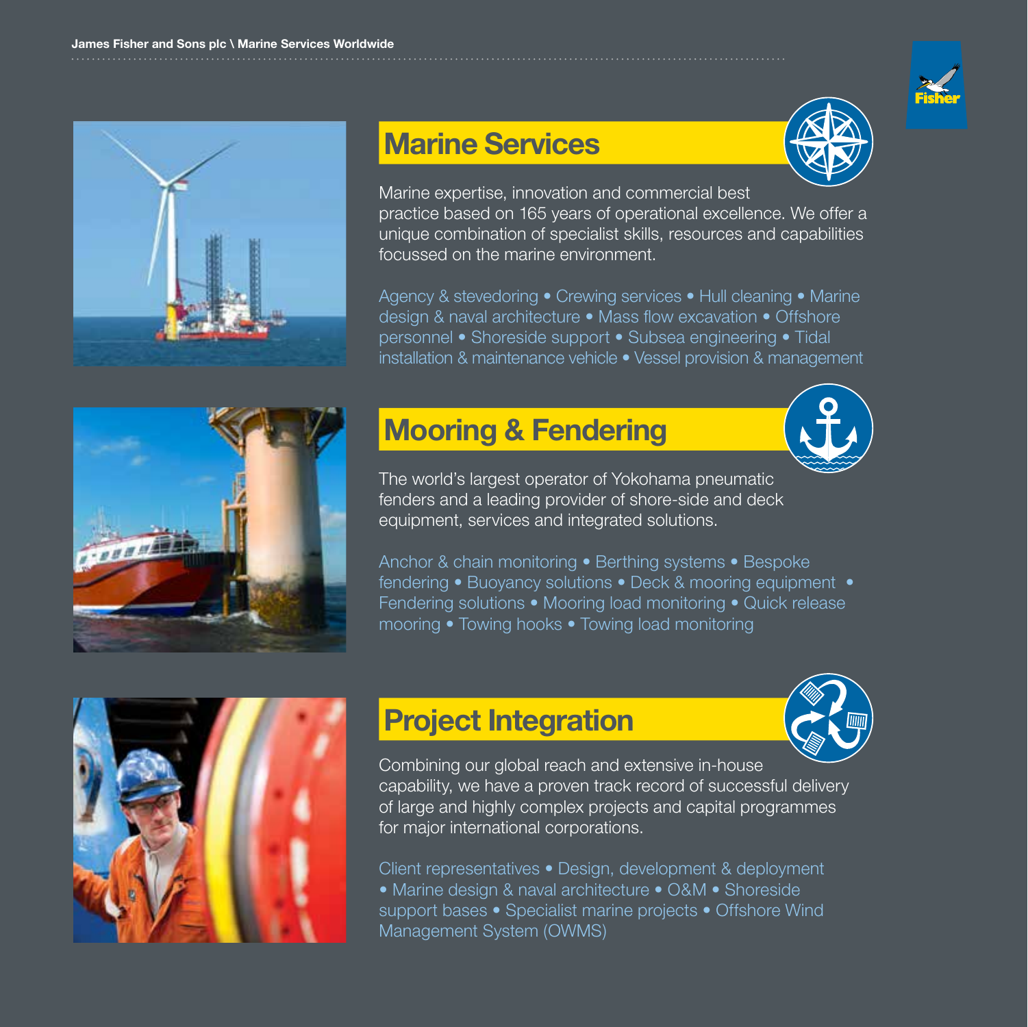## Marine Services

Marine expertise, innovation and commercial best practice based on 165 years of operational excellence. We offer a unique combination of specialist skills, resources and capabilities focussed on the marine environment.

Agency & stevedoring • Crewing services • Hull cleaning • Marine design & naval architecture • Mass flow excavation • Offshore personnel • Shoreside support • Subsea engineering • Tidal installation & maintenance vehicle • Vessel provision & management

## Mooring & Fendering

The world's largest operator of Yokohama pneumatic fenders and a leading provider of shore-side and deck equipment, services and integrated solutions.

Anchor & chain monitoring • Berthing systems • Bespoke fendering • Buoyancy solutions • Deck & mooring equipment • Fendering solutions • Mooring load monitoring • Quick release mooring • Towing hooks • Towing load monitoring

## Project Integration

Combining our global reach and extensive in-house capability, we have a proven track record of successful delivery of large and highly complex projects and capital programmes for major international corporations.

Client representatives • Design, development & deployment • Marine design & naval architecture • O&M • Shoreside support bases • Specialist marine projects • Offshore Wind Management System (OWMS)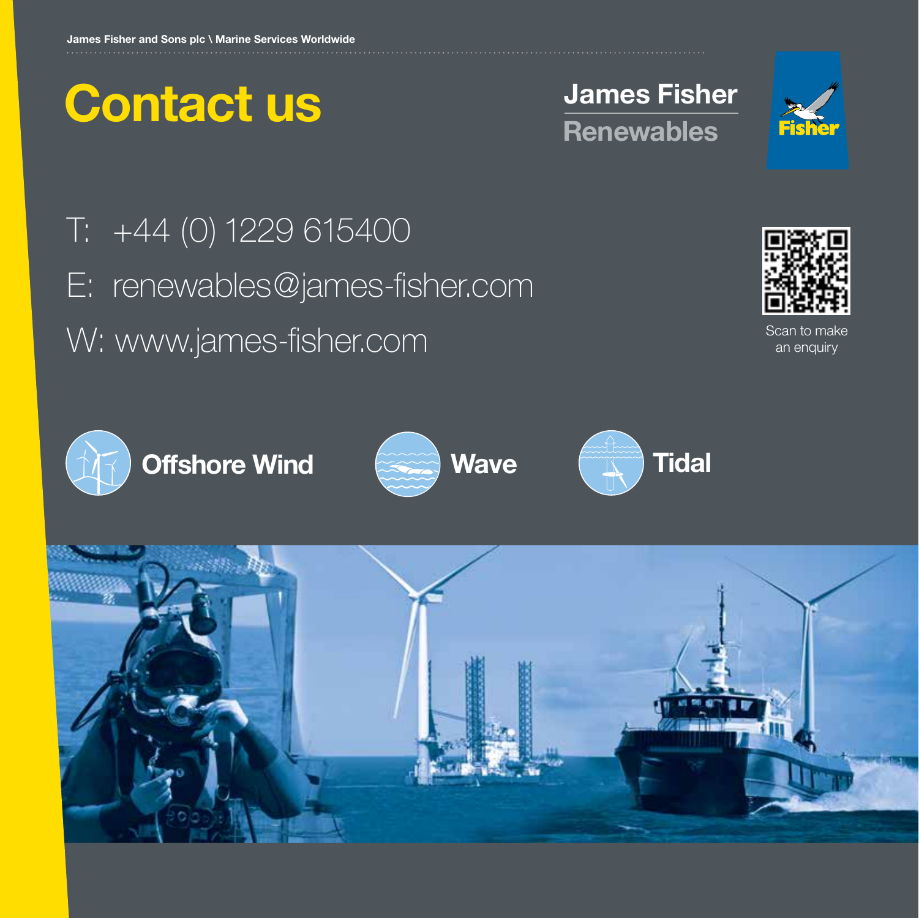# Contact us

**James Fisher**
**Renewables**

T: +44 (0) 1229 615400

E: renewables@james-fisher.com

W: www.james-fisher.com

Scan to make an enquiry

**Offshore Wind** **Wave** **Tidal**